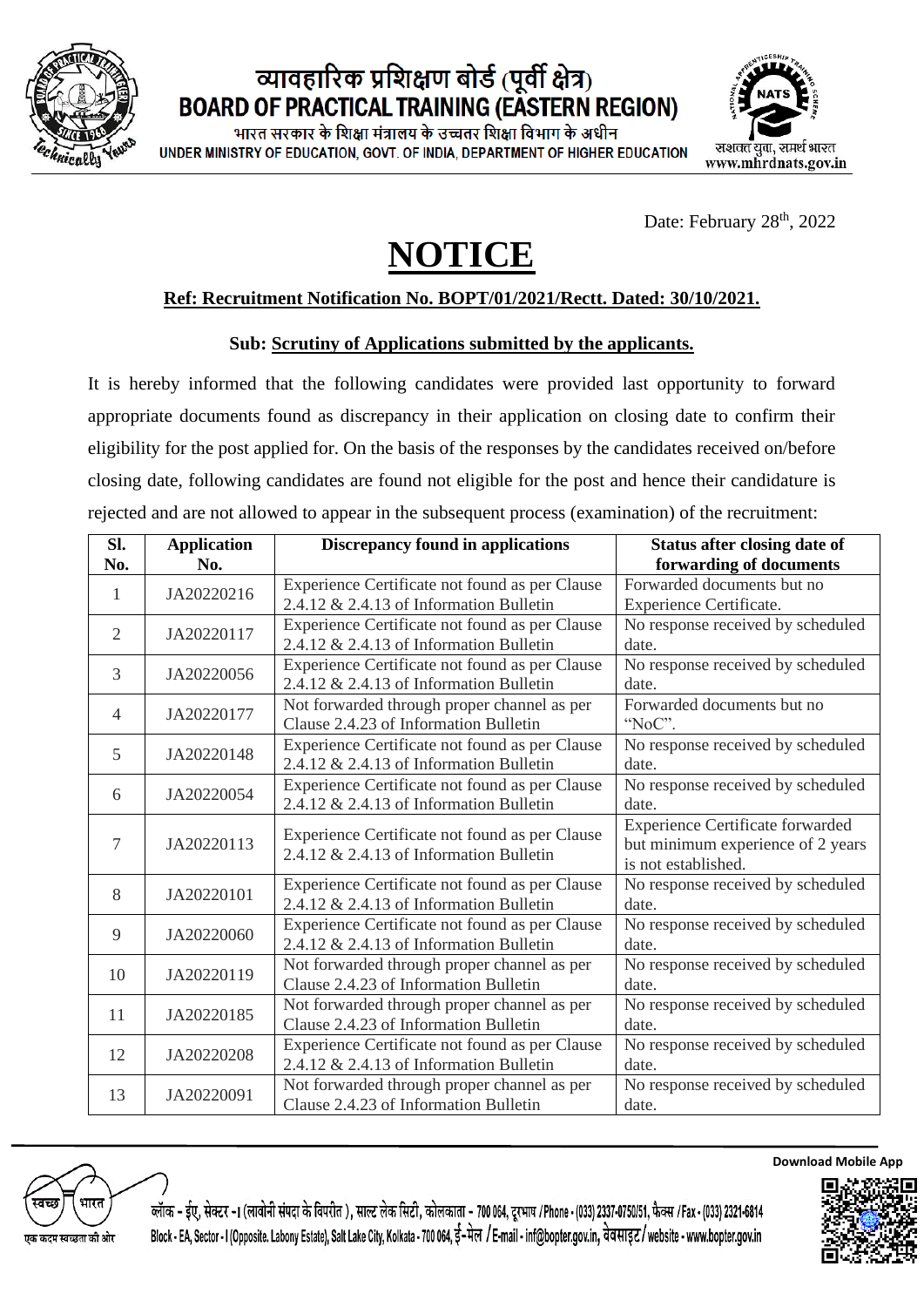# व्यावहारिक प्रशिक्षण बोर्ड (पूर्वी क्षेत्र)
# BOARD OF PRACTICAL TRAINING (EASTERN REGION)

भारत सरकार के शिक्षा मंत्रालय के उच्चतर शिक्षा विभाग के अधीन
UNDER MINISTRY OF EDUCATION, GOVT. OF INDIA, DEPARTMENT OF HIGHER EDUCATION

सशक्त युवा, समर्थ भारत
www.mhrdnats.gov.in

Date: February 28th, 2022

# NOTICE

**Ref: Recruitment Notification No. BOPT/01/2021/Rectt. Dated: 30/10/2021.**

**Sub: Scrutiny of Applications submitted by the applicants.**

It is hereby informed that the following candidates were provided last opportunity to forward appropriate documents found as discrepancy in their application on closing date to confirm their eligibility for the post applied for. On the basis of the responses by the candidates received on/before closing date, following candidates are found not eligible for the post and hence their candidature is rejected and are not allowed to appear in the subsequent process (examination) of the recruitment:

| Sl. No. | Application No. | Discrepancy found in applications | Status after closing date of forwarding of documents |
|---|---|---|---|
| 1 | JA20220216 | Experience Certificate not found as per Clause 2.4.12 & 2.4.13 of Information Bulletin | Forwarded documents but no Experience Certificate. |
| 2 | JA20220117 | Experience Certificate not found as per Clause 2.4.12 & 2.4.13 of Information Bulletin | No response received by scheduled date. |
| 3 | JA20220056 | Experience Certificate not found as per Clause 2.4.12 & 2.4.13 of Information Bulletin | No response received by scheduled date. |
| 4 | JA20220177 | Not forwarded through proper channel as per Clause 2.4.23 of Information Bulletin | Forwarded documents but no "NoC". |
| 5 | JA20220148 | Experience Certificate not found as per Clause 2.4.12 & 2.4.13 of Information Bulletin | No response received by scheduled date. |
| 6 | JA20220054 | Experience Certificate not found as per Clause 2.4.12 & 2.4.13 of Information Bulletin | No response received by scheduled date. |
| 7 | JA20220113 | Experience Certificate not found as per Clause 2.4.12 & 2.4.13 of Information Bulletin | Experience Certificate forwarded but minimum experience of 2 years is not established. |
| 8 | JA20220101 | Experience Certificate not found as per Clause 2.4.12 & 2.4.13 of Information Bulletin | No response received by scheduled date. |
| 9 | JA20220060 | Experience Certificate not found as per Clause 2.4.12 & 2.4.13 of Information Bulletin | No response received by scheduled date. |
| 10 | JA20220119 | Not forwarded through proper channel as per Clause 2.4.23 of Information Bulletin | No response received by scheduled date. |
| 11 | JA20220185 | Not forwarded through proper channel as per Clause 2.4.23 of Information Bulletin | No response received by scheduled date. |
| 12 | JA20220208 | Experience Certificate not found as per Clause 2.4.12 & 2.4.13 of Information Bulletin | No response received by scheduled date. |
| 13 | JA20220091 | Not forwarded through proper channel as per Clause 2.4.23 of Information Bulletin | No response received by scheduled date. |

स्वच्छ भारत — एक कदम स्वच्छता की ओर

ब्लॉक - ईए, सेक्टर - I (लावोनी संपदा के विपरीत), साल्ट लेक सिटी, कोलकाता - 700 064, दूरभाष / Phone - (033) 2337-0750/51, फैक्स / Fax - (033) 2321-6814
Block - EA, Sector - I (Opposite. Labony Estate), Salt Lake City, Kolkata - 700 064, ई-मेल / E-mail - inf@bopter.gov.in, वेबसाइट / website - www.bopter.gov.in

Download Mobile App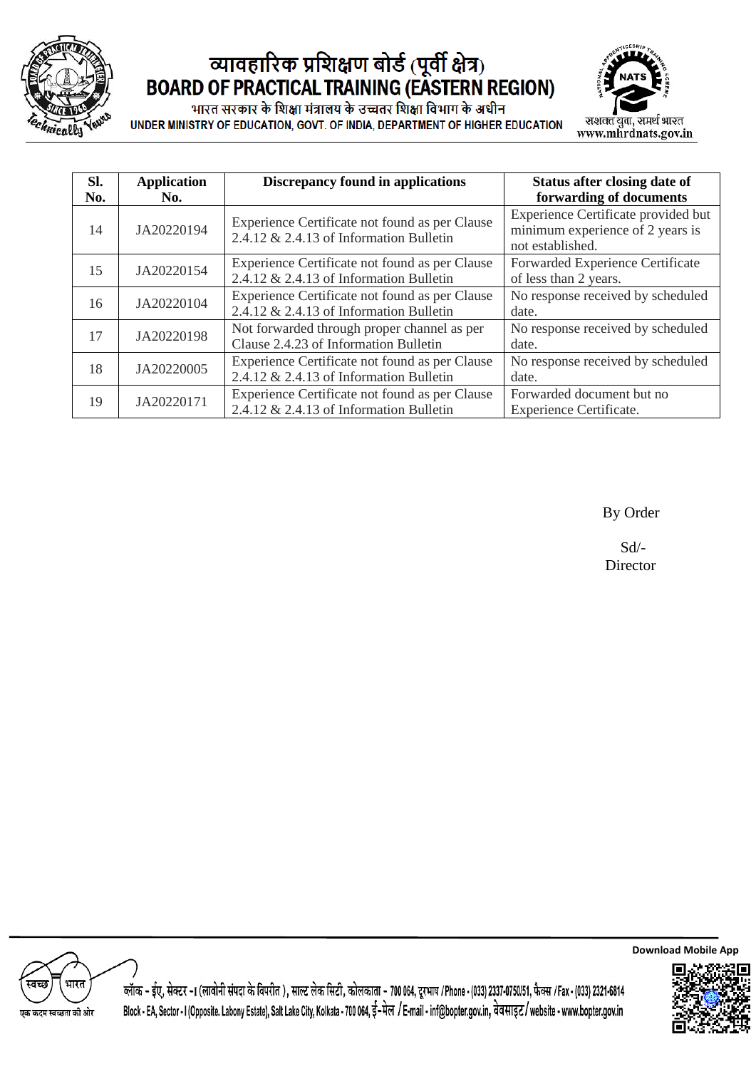# व्यावहारिक प्रशिक्षण बोर्ड (पूर्वी क्षेत्र)
# BOARD OF PRACTICAL TRAINING (EASTERN REGION)

भारत सरकार के शिक्षा मंत्रालय के उच्चतर शिक्षा विभाग के अधीन
UNDER MINISTRY OF EDUCATION, GOVT. OF INDIA, DEPARTMENT OF HIGHER EDUCATION

सशक्त युवा, समर्थ भारत
www.mhrdnats.gov.in

| Sl. No. | Application No. | Discrepancy found in applications | Status after closing date of forwarding of documents |
|---|---|---|---|
| 14 | JA20220194 | Experience Certificate not found as per Clause 2.4.12 & 2.4.13 of Information Bulletin | Experience Certificate provided but minimum experience of 2 years is not established. |
| 15 | JA20220154 | Experience Certificate not found as per Clause 2.4.12 & 2.4.13 of Information Bulletin | Forwarded Experience Certificate of less than 2 years. |
| 16 | JA20220104 | Experience Certificate not found as per Clause 2.4.12 & 2.4.13 of Information Bulletin | No response received by scheduled date. |
| 17 | JA20220198 | Not forwarded through proper channel as per Clause 2.4.23 of Information Bulletin | No response received by scheduled date. |
| 18 | JA20220005 | Experience Certificate not found as per Clause 2.4.12 & 2.4.13 of Information Bulletin | No response received by scheduled date. |
| 19 | JA20220171 | Experience Certificate not found as per Clause 2.4.12 & 2.4.13 of Information Bulletin | Forwarded document but no Experience Certificate. |

By Order

Sd/-
Director

ब्लॉक - ईए, सेक्टर - I (लाबोनी संपदा के विपरीत), साल्ट लेक सिटी, कोलकाता - 700 064, दूरभाष / Phone - (033) 2337-0750/51, फैक्स / Fax - (033) 2321-6814
Block - EA, Sector - I (Opposite. Labony Estate), Salt Lake City, Kolkata - 700 064, ई-मेल / E-mail - inf@bopter.gov.in, वेबसाइट / website - www.bopter.gov.in

Download Mobile App